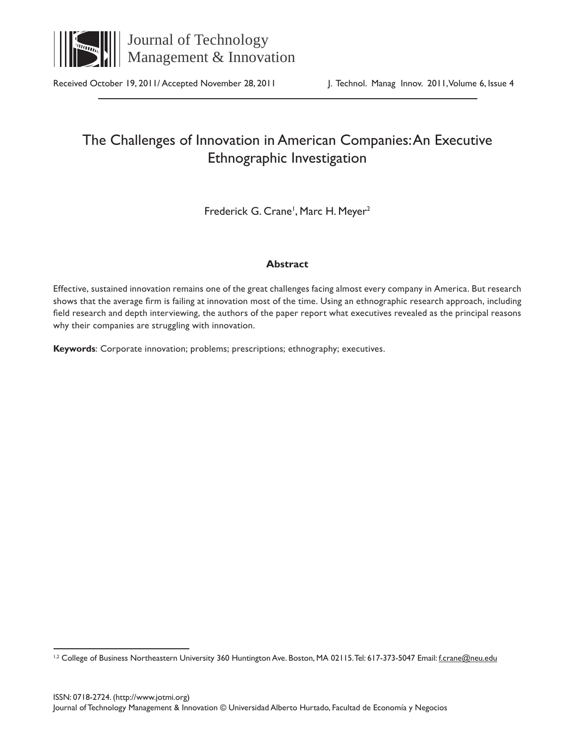# The Challenges of Innovation in American Companies: An Executive Ethnographic Investigation

Frederick G. Crane[1], Marc H. Meyer[2]

## Abstract

Effective, sustained innovation remains one of the great challenges facing almost every company in America. But research shows that the average firm is failing at innovation most of the time. Using an ethnographic research approach, including field research and depth interviewing, the authors of the paper report what executives revealed as the principal reasons why their companies are struggling with innovation.

**Keywords**: Corporate innovation; problems; prescriptions; ethnography; executives.

---

[1,2] College of Business Northeastern University 360 Huntington Ave. Boston, MA 02115. Tel: 617-373-5047 Email: f.crane@neu.edu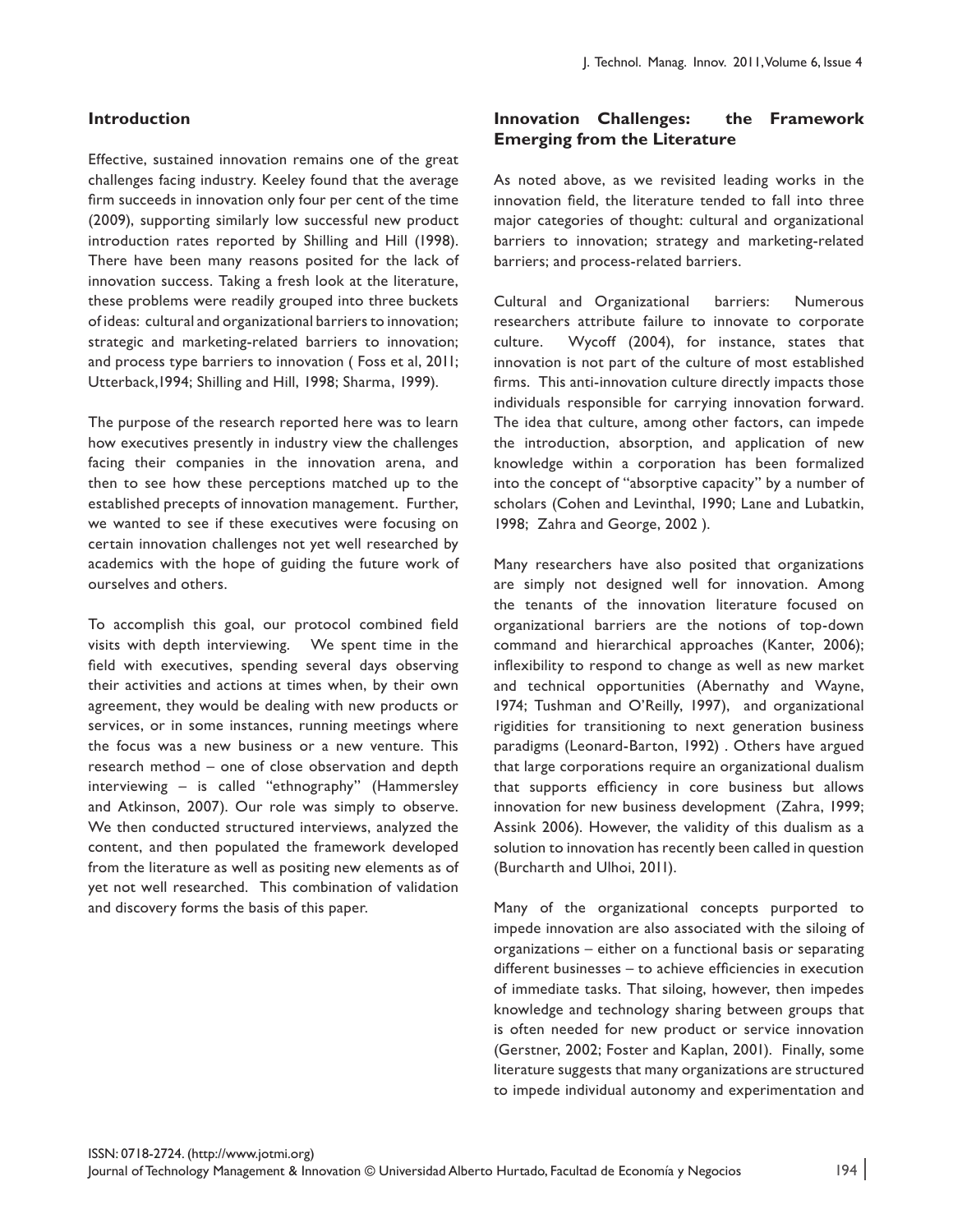## Introduction

Effective, sustained innovation remains one of the great challenges facing industry. Keeley found that the average firm succeeds in innovation only four per cent of the time (2009), supporting similarly low successful new product introduction rates reported by Shilling and Hill (1998). There have been many reasons posited for the lack of innovation success. Taking a fresh look at the literature, these problems were readily grouped into three buckets of ideas: cultural and organizational barriers to innovation; strategic and marketing-related barriers to innovation; and process type barriers to innovation ( Foss et al, 2011; Utterback,1994; Shilling and Hill, 1998; Sharma, 1999).

The purpose of the research reported here was to learn how executives presently in industry view the challenges facing their companies in the innovation arena, and then to see how these perceptions matched up to the established precepts of innovation management. Further, we wanted to see if these executives were focusing on certain innovation challenges not yet well researched by academics with the hope of guiding the future work of ourselves and others.

To accomplish this goal, our protocol combined field visits with depth interviewing. We spent time in the field with executives, spending several days observing their activities and actions at times when, by their own agreement, they would be dealing with new products or services, or in some instances, running meetings where the focus was a new business or a new venture. This research method – one of close observation and depth interviewing – is called "ethnography" (Hammersley and Atkinson, 2007). Our role was simply to observe. We then conducted structured interviews, analyzed the content, and then populated the framework developed from the literature as well as positing new elements as of yet not well researched. This combination of validation and discovery forms the basis of this paper.

## Innovation Challenges: the Framework Emerging from the Literature

As noted above, as we revisited leading works in the innovation field, the literature tended to fall into three major categories of thought: cultural and organizational barriers to innovation; strategy and marketing-related barriers; and process-related barriers.

Cultural and Organizational barriers: Numerous researchers attribute failure to innovate to corporate culture. Wycoff (2004), for instance, states that innovation is not part of the culture of most established firms. This anti-innovation culture directly impacts those individuals responsible for carrying innovation forward. The idea that culture, among other factors, can impede the introduction, absorption, and application of new knowledge within a corporation has been formalized into the concept of "absorptive capacity" by a number of scholars (Cohen and Levinthal, 1990; Lane and Lubatkin, 1998; Zahra and George, 2002 ).

Many researchers have also posited that organizations are simply not designed well for innovation. Among the tenants of the innovation literature focused on organizational barriers are the notions of top-down command and hierarchical approaches (Kanter, 2006); inflexibility to respond to change as well as new market and technical opportunities (Abernathy and Wayne, 1974; Tushman and O'Reilly, 1997), and organizational rigidities for transitioning to next generation business paradigms (Leonard-Barton, 1992) . Others have argued that large corporations require an organizational dualism that supports efficiency in core business but allows innovation for new business development (Zahra, 1999; Assink 2006). However, the validity of this dualism as a solution to innovation has recently been called in question (Burcharth and Ulhoi, 2011).

Many of the organizational concepts purported to impede innovation are also associated with the siloing of organizations – either on a functional basis or separating different businesses – to achieve efficiencies in execution of immediate tasks. That siloing, however, then impedes knowledge and technology sharing between groups that is often needed for new product or service innovation (Gerstner, 2002; Foster and Kaplan, 2001). Finally, some literature suggests that many organizations are structured to impede individual autonomy and experimentation and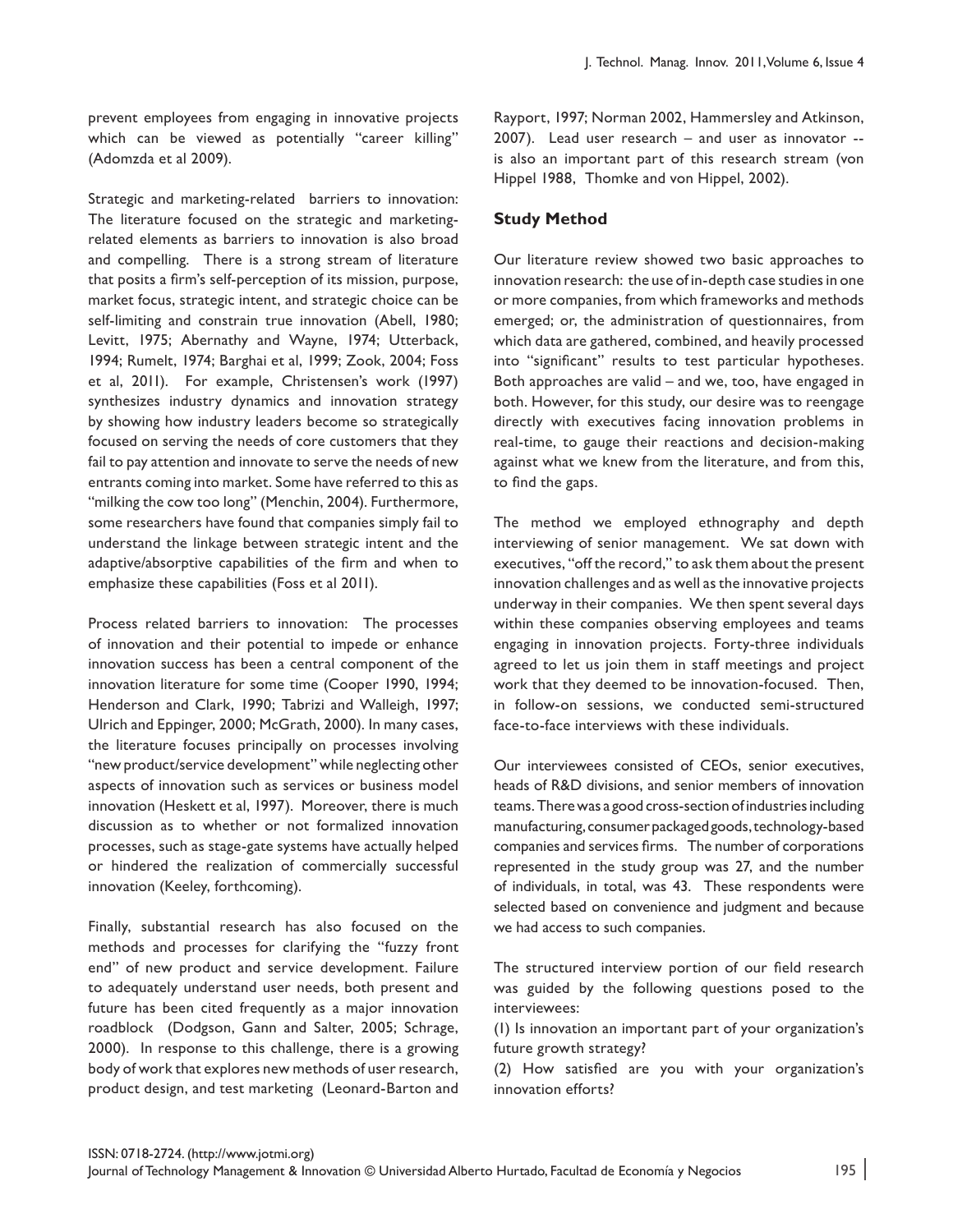prevent employees from engaging in innovative projects which can be viewed as potentially "career killing" (Adomzda et al 2009).

Strategic and marketing-related barriers to innovation: The literature focused on the strategic and marketing-related elements as barriers to innovation is also broad and compelling. There is a strong stream of literature that posits a firm's self-perception of its mission, purpose, market focus, strategic intent, and strategic choice can be self-limiting and constrain true innovation (Abell, 1980; Levitt, 1975; Abernathy and Wayne, 1974; Utterback, 1994; Rumelt, 1974; Barghai et al, 1999; Zook, 2004; Foss et al, 2011). For example, Christensen's work (1997) synthesizes industry dynamics and innovation strategy by showing how industry leaders become so strategically focused on serving the needs of core customers that they fail to pay attention and innovate to serve the needs of new entrants coming into market. Some have referred to this as "milking the cow too long" (Menchin, 2004). Furthermore, some researchers have found that companies simply fail to understand the linkage between strategic intent and the adaptive/absorptive capabilities of the firm and when to emphasize these capabilities (Foss et al 2011).

Process related barriers to innovation: The processes of innovation and their potential to impede or enhance innovation success has been a central component of the innovation literature for some time (Cooper 1990, 1994; Henderson and Clark, 1990; Tabrizi and Walleigh, 1997; Ulrich and Eppinger, 2000; McGrath, 2000). In many cases, the literature focuses principally on processes involving "new product/service development" while neglecting other aspects of innovation such as services or business model innovation (Heskett et al, 1997). Moreover, there is much discussion as to whether or not formalized innovation processes, such as stage-gate systems have actually helped or hindered the realization of commercially successful innovation (Keeley, forthcoming).

Finally, substantial research has also focused on the methods and processes for clarifying the "fuzzy front end" of new product and service development. Failure to adequately understand user needs, both present and future has been cited frequently as a major innovation roadblock (Dodgson, Gann and Salter, 2005; Schrage, 2000). In response to this challenge, there is a growing body of work that explores new methods of user research, product design, and test marketing (Leonard-Barton and Rayport, 1997; Norman 2002, Hammersley and Atkinson, 2007). Lead user research – and user as innovator -- is also an important part of this research stream (von Hippel 1988, Thomke and von Hippel, 2002).

## Study Method

Our literature review showed two basic approaches to innovation research: the use of in-depth case studies in one or more companies, from which frameworks and methods emerged; or, the administration of questionnaires, from which data are gathered, combined, and heavily processed into "significant" results to test particular hypotheses. Both approaches are valid – and we, too, have engaged in both. However, for this study, our desire was to reengage directly with executives facing innovation problems in real-time, to gauge their reactions and decision-making against what we knew from the literature, and from this, to find the gaps.

The method we employed ethnography and depth interviewing of senior management. We sat down with executives, "off the record," to ask them about the present innovation challenges and as well as the innovative projects underway in their companies. We then spent several days within these companies observing employees and teams engaging in innovation projects. Forty-three individuals agreed to let us join them in staff meetings and project work that they deemed to be innovation-focused. Then, in follow-on sessions, we conducted semi-structured face-to-face interviews with these individuals.

Our interviewees consisted of CEOs, senior executives, heads of R&D divisions, and senior members of innovation teams. There was a good cross-section of industries including manufacturing, consumer packaged goods, technology-based companies and services firms. The number of corporations represented in the study group was 27, and the number of individuals, in total, was 43. These respondents were selected based on convenience and judgment and because we had access to such companies.

The structured interview portion of our field research was guided by the following questions posed to the interviewees:

(1) Is innovation an important part of your organization's future growth strategy?

(2) How satisfied are you with your organization's innovation efforts?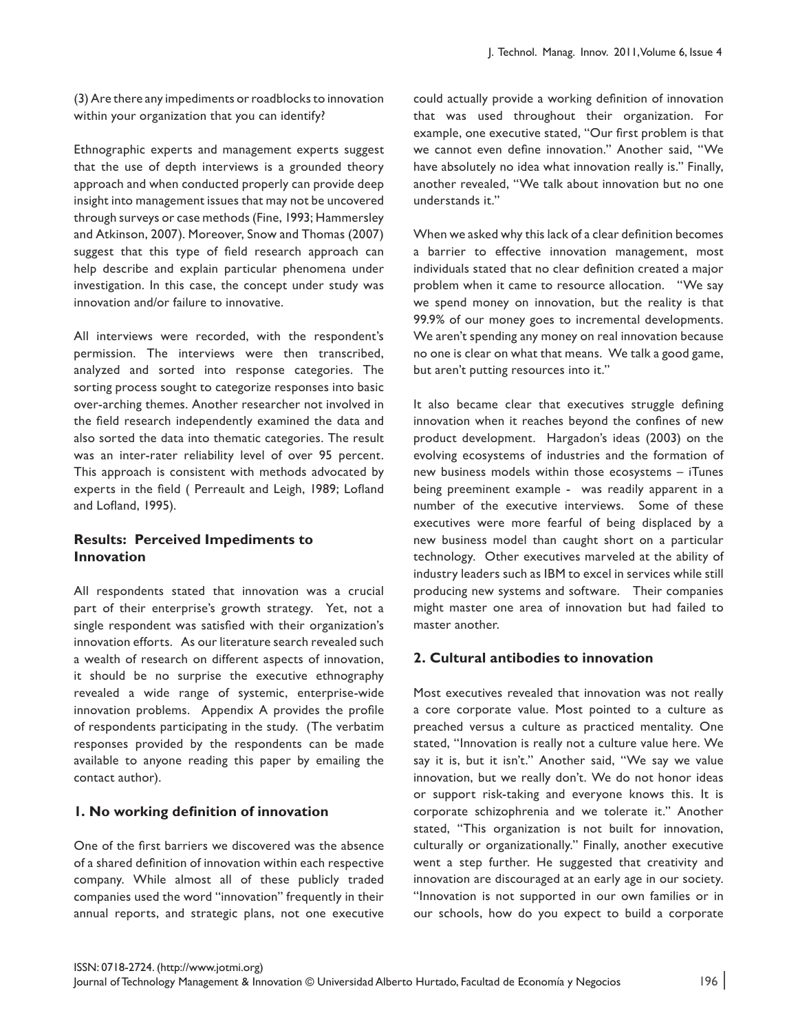(3) Are there any impediments or roadblocks to innovation within your organization that you can identify?

Ethnographic experts and management experts suggest that the use of depth interviews is a grounded theory approach and when conducted properly can provide deep insight into management issues that may not be uncovered through surveys or case methods (Fine, 1993; Hammersley and Atkinson, 2007). Moreover, Snow and Thomas (2007) suggest that this type of field research approach can help describe and explain particular phenomena under investigation. In this case, the concept under study was innovation and/or failure to innovative.

All interviews were recorded, with the respondent's permission. The interviews were then transcribed, analyzed and sorted into response categories. The sorting process sought to categorize responses into basic over-arching themes. Another researcher not involved in the field research independently examined the data and also sorted the data into thematic categories. The result was an inter-rater reliability level of over 95 percent. This approach is consistent with methods advocated by experts in the field ( Perreault and Leigh, 1989; Lofland and Lofland, 1995).

### Results: Perceived Impediments to Innovation

All respondents stated that innovation was a crucial part of their enterprise's growth strategy. Yet, not a single respondent was satisfied with their organization's innovation efforts. As our literature search revealed such a wealth of research on different aspects of innovation, it should be no surprise the executive ethnography revealed a wide range of systemic, enterprise-wide innovation problems. Appendix A provides the profile of respondents participating in the study. (The verbatim responses provided by the respondents can be made available to anyone reading this paper by emailing the contact author).

### 1. No working definition of innovation

One of the first barriers we discovered was the absence of a shared definition of innovation within each respective company. While almost all of these publicly traded companies used the word "innovation" frequently in their annual reports, and strategic plans, not one executive could actually provide a working definition of innovation that was used throughout their organization. For example, one executive stated, "Our first problem is that we cannot even define innovation." Another said, "We have absolutely no idea what innovation really is." Finally, another revealed, "We talk about innovation but no one understands it."

When we asked why this lack of a clear definition becomes a barrier to effective innovation management, most individuals stated that no clear definition created a major problem when it came to resource allocation. "We say we spend money on innovation, but the reality is that 99.9% of our money goes to incremental developments. We aren't spending any money on real innovation because no one is clear on what that means. We talk a good game, but aren't putting resources into it."

It also became clear that executives struggle defining innovation when it reaches beyond the confines of new product development. Hargadon's ideas (2003) on the evolving ecosystems of industries and the formation of new business models within those ecosystems – iTunes being preeminent example - was readily apparent in a number of the executive interviews. Some of these executives were more fearful of being displaced by a new business model than caught short on a particular technology. Other executives marveled at the ability of industry leaders such as IBM to excel in services while still producing new systems and software. Their companies might master one area of innovation but had failed to master another.

### 2. Cultural antibodies to innovation

Most executives revealed that innovation was not really a core corporate value. Most pointed to a culture as preached versus a culture as practiced mentality. One stated, "Innovation is really not a culture value here. We say it is, but it isn't." Another said, "We say we value innovation, but we really don't. We do not honor ideas or support risk-taking and everyone knows this. It is corporate schizophrenia and we tolerate it." Another stated, "This organization is not built for innovation, culturally or organizationally." Finally, another executive went a step further. He suggested that creativity and innovation are discouraged at an early age in our society. "Innovation is not supported in our own families or in our schools, how do you expect to build a corporate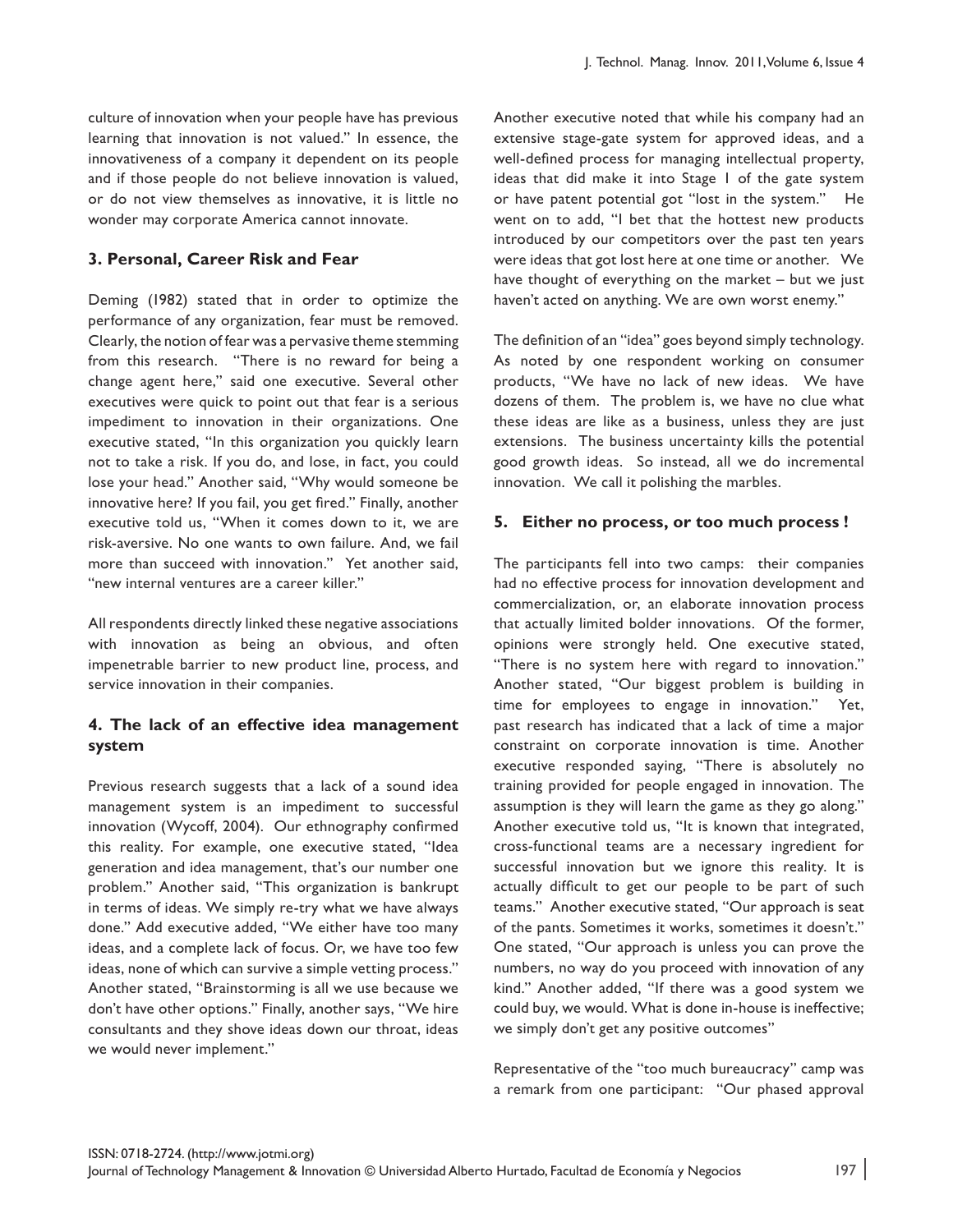culture of innovation when your people have has previous learning that innovation is not valued." In essence, the innovativeness of a company it dependent on its people and if those people do not believe innovation is valued, or do not view themselves as innovative, it is little no wonder may corporate America cannot innovate.

### 3. Personal, Career Risk and Fear

Deming (1982) stated that in order to optimize the performance of any organization, fear must be removed. Clearly, the notion of fear was a pervasive theme stemming from this research. "There is no reward for being a change agent here," said one executive. Several other executives were quick to point out that fear is a serious impediment to innovation in their organizations. One executive stated, "In this organization you quickly learn not to take a risk. If you do, and lose, in fact, you could lose your head." Another said, "Why would someone be innovative here? If you fail, you get fired." Finally, another executive told us, "When it comes down to it, we are risk-aversive. No one wants to own failure. And, we fail more than succeed with innovation." Yet another said, "new internal ventures are a career killer."

All respondents directly linked these negative associations with innovation as being an obvious, and often impenetrable barrier to new product line, process, and service innovation in their companies.

### 4. The lack of an effective idea management system

Previous research suggests that a lack of a sound idea management system is an impediment to successful innovation (Wycoff, 2004). Our ethnography confirmed this reality. For example, one executive stated, "Idea generation and idea management, that's our number one problem." Another said, "This organization is bankrupt in terms of ideas. We simply re-try what we have always done." Add executive added, "We either have too many ideas, and a complete lack of focus. Or, we have too few ideas, none of which can survive a simple vetting process." Another stated, "Brainstorming is all we use because we don't have other options." Finally, another says, "We hire consultants and they shove ideas down our throat, ideas we would never implement."

Another executive noted that while his company had an extensive stage-gate system for approved ideas, and a well-defined process for managing intellectual property, ideas that did make it into Stage 1 of the gate system or have patent potential got "lost in the system." He went on to add, "I bet that the hottest new products introduced by our competitors over the past ten years were ideas that got lost here at one time or another. We have thought of everything on the market – but we just haven't acted on anything. We are own worst enemy."

The definition of an "idea" goes beyond simply technology. As noted by one respondent working on consumer products, "We have no lack of new ideas. We have dozens of them. The problem is, we have no clue what these ideas are like as a business, unless they are just extensions. The business uncertainty kills the potential good growth ideas. So instead, all we do incremental innovation. We call it polishing the marbles.

### 5. Either no process, or too much process !

The participants fell into two camps: their companies had no effective process for innovation development and commercialization, or, an elaborate innovation process that actually limited bolder innovations. Of the former, opinions were strongly held. One executive stated, "There is no system here with regard to innovation." Another stated, "Our biggest problem is building in time for employees to engage in innovation." Yet, past research has indicated that a lack of time a major constraint on corporate innovation is time. Another executive responded saying, "There is absolutely no training provided for people engaged in innovation. The assumption is they will learn the game as they go along." Another executive told us, "It is known that integrated, cross-functional teams are a necessary ingredient for successful innovation but we ignore this reality. It is actually difficult to get our people to be part of such teams." Another executive stated, "Our approach is seat of the pants. Sometimes it works, sometimes it doesn't." One stated, "Our approach is unless you can prove the numbers, no way do you proceed with innovation of any kind." Another added, "If there was a good system we could buy, we would. What is done in-house is ineffective; we simply don't get any positive outcomes"

Representative of the "too much bureaucracy" camp was a remark from one participant: "Our phased approval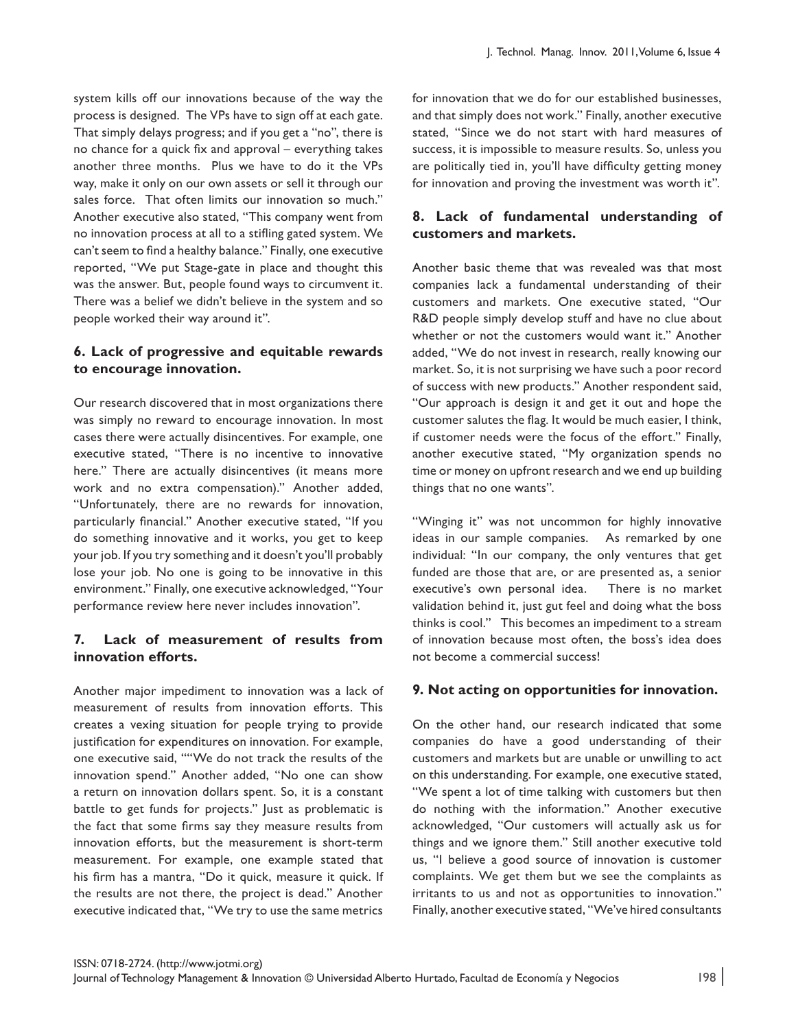system kills off our innovations because of the way the process is designed. The VPs have to sign off at each gate. That simply delays progress; and if you get a "no", there is no chance for a quick fix and approval – everything takes another three months. Plus we have to do it the VPs way, make it only on our own assets or sell it through our sales force. That often limits our innovation so much." Another executive also stated, "This company went from no innovation process at all to a stifling gated system. We can't seem to find a healthy balance." Finally, one executive reported, "We put Stage-gate in place and thought this was the answer. But, people found ways to circumvent it. There was a belief we didn't believe in the system and so people worked their way around it".

### 6. Lack of progressive and equitable rewards to encourage innovation.

Our research discovered that in most organizations there was simply no reward to encourage innovation. In most cases there were actually disincentives. For example, one executive stated, "There is no incentive to innovative here." There are actually disincentives (it means more work and no extra compensation)." Another added, "Unfortunately, there are no rewards for innovation, particularly financial." Another executive stated, "If you do something innovative and it works, you get to keep your job. If you try something and it doesn't you'll probably lose your job. No one is going to be innovative in this environment." Finally, one executive acknowledged, "Your performance review here never includes innovation".

### 7. Lack of measurement of results from innovation efforts.

Another major impediment to innovation was a lack of measurement of results from innovation efforts. This creates a vexing situation for people trying to provide justification for expenditures on innovation. For example, one executive said, ""We do not track the results of the innovation spend." Another added, "No one can show a return on innovation dollars spent. So, it is a constant battle to get funds for projects." Just as problematic is the fact that some firms say they measure results from innovation efforts, but the measurement is short-term measurement. For example, one example stated that his firm has a mantra, "Do it quick, measure it quick. If the results are not there, the project is dead." Another executive indicated that, "We try to use the same metrics for innovation that we do for our established businesses, and that simply does not work." Finally, another executive stated, "Since we do not start with hard measures of success, it is impossible to measure results. So, unless you are politically tied in, you'll have difficulty getting money for innovation and proving the investment was worth it".

### 8. Lack of fundamental understanding of customers and markets.

Another basic theme that was revealed was that most companies lack a fundamental understanding of their customers and markets. One executive stated, "Our R&D people simply develop stuff and have no clue about whether or not the customers would want it." Another added, "We do not invest in research, really knowing our market. So, it is not surprising we have such a poor record of success with new products." Another respondent said, "Our approach is design it and get it out and hope the customer salutes the flag. It would be much easier, I think, if customer needs were the focus of the effort." Finally, another executive stated, "My organization spends no time or money on upfront research and we end up building things that no one wants".

"Winging it" was not uncommon for highly innovative ideas in our sample companies. As remarked by one individual: "In our company, the only ventures that get funded are those that are, or are presented as, a senior executive's own personal idea. There is no market validation behind it, just gut feel and doing what the boss thinks is cool." This becomes an impediment to a stream of innovation because most often, the boss's idea does not become a commercial success!

### 9. Not acting on opportunities for innovation.

On the other hand, our research indicated that some companies do have a good understanding of their customers and markets but are unable or unwilling to act on this understanding. For example, one executive stated, "We spent a lot of time talking with customers but then do nothing with the information." Another executive acknowledged, "Our customers will actually ask us for things and we ignore them." Still another executive told us, "I believe a good source of innovation is customer complaints. We get them but we see the complaints as irritants to us and not as opportunities to innovation." Finally, another executive stated, "We've hired consultants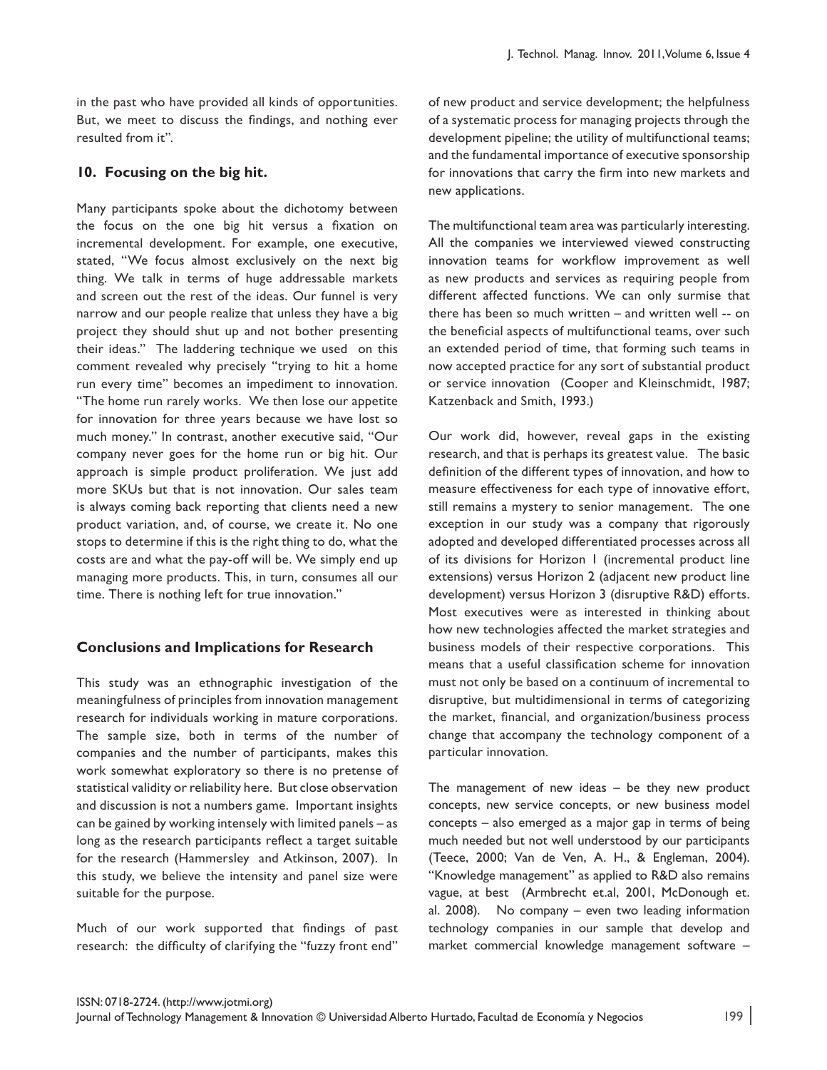in the past who have provided all kinds of opportunities. But, we meet to discuss the findings, and nothing ever resulted from it".

### 10. Focusing on the big hit.

Many participants spoke about the dichotomy between the focus on the one big hit versus a fixation on incremental development. For example, one executive, stated, "We focus almost exclusively on the next big thing. We talk in terms of huge addressable markets and screen out the rest of the ideas. Our funnel is very narrow and our people realize that unless they have a big project they should shut up and not bother presenting their ideas." The laddering technique we used on this comment revealed why precisely "trying to hit a home run every time" becomes an impediment to innovation. "The home run rarely works. We then lose our appetite for innovation for three years because we have lost so much money." In contrast, another executive said, "Our company never goes for the home run or big hit. Our approach is simple product proliferation. We just add more SKUs but that is not innovation. Our sales team is always coming back reporting that clients need a new product variation, and, of course, we create it. No one stops to determine if this is the right thing to do, what the costs are and what the pay-off will be. We simply end up managing more products. This, in turn, consumes all our time. There is nothing left for true innovation."

## Conclusions and Implications for Research

This study was an ethnographic investigation of the meaningfulness of principles from innovation management research for individuals working in mature corporations. The sample size, both in terms of the number of companies and the number of participants, makes this work somewhat exploratory so there is no pretense of statistical validity or reliability here. But close observation and discussion is not a numbers game. Important insights can be gained by working intensely with limited panels – as long as the research participants reflect a target suitable for the research (Hammersley and Atkinson, 2007). In this study, we believe the intensity and panel size were suitable for the purpose.

Much of our work supported that findings of past research: the difficulty of clarifying the "fuzzy front end" of new product and service development; the helpfulness of a systematic process for managing projects through the development pipeline; the utility of multifunctional teams; and the fundamental importance of executive sponsorship for innovations that carry the firm into new markets and new applications.

The multifunctional team area was particularly interesting. All the companies we interviewed viewed constructing innovation teams for workflow improvement as well as new products and services as requiring people from different affected functions. We can only surmise that there has been so much written – and written well -- on the beneficial aspects of multifunctional teams, over such an extended period of time, that forming such teams in now accepted practice for any sort of substantial product or service innovation (Cooper and Kleinschmidt, 1987; Katzenback and Smith, 1993.)

Our work did, however, reveal gaps in the existing research, and that is perhaps its greatest value. The basic definition of the different types of innovation, and how to measure effectiveness for each type of innovative effort, still remains a mystery to senior management. The one exception in our study was a company that rigorously adopted and developed differentiated processes across all of its divisions for Horizon 1 (incremental product line extensions) versus Horizon 2 (adjacent new product line development) versus Horizon 3 (disruptive R&D) efforts. Most executives were as interested in thinking about how new technologies affected the market strategies and business models of their respective corporations. This means that a useful classification scheme for innovation must not only be based on a continuum of incremental to disruptive, but multidimensional in terms of categorizing the market, financial, and organization/business process change that accompany the technology component of a particular innovation.

The management of new ideas – be they new product concepts, new service concepts, or new business model concepts – also emerged as a major gap in terms of being much needed but not well understood by our participants (Teece, 2000; Van de Ven, A. H., & Engleman, 2004). "Knowledge management" as applied to R&D also remains vague, at best (Armbrecht et.al, 2001, McDonough et. al. 2008). No company – even two leading information technology companies in our sample that develop and market commercial knowledge management software –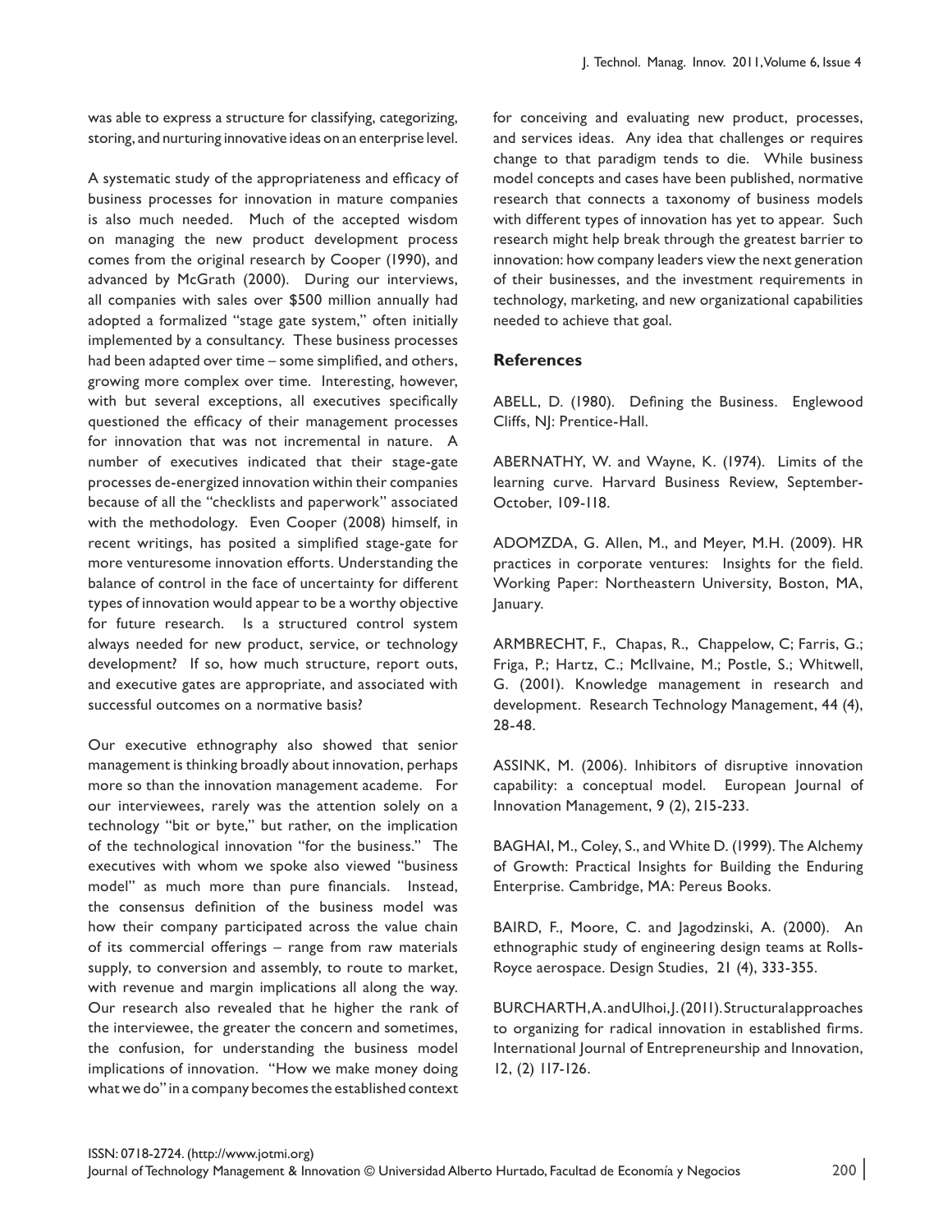was able to express a structure for classifying, categorizing, storing, and nurturing innovative ideas on an enterprise level.

A systematic study of the appropriateness and efficacy of business processes for innovation in mature companies is also much needed. Much of the accepted wisdom on managing the new product development process comes from the original research by Cooper (1990), and advanced by McGrath (2000). During our interviews, all companies with sales over $500 million annually had adopted a formalized "stage gate system," often initially implemented by a consultancy. These business processes had been adapted over time – some simplified, and others, growing more complex over time. Interesting, however, with but several exceptions, all executives specifically questioned the efficacy of their management processes for innovation that was not incremental in nature. A number of executives indicated that their stage-gate processes de-energized innovation within their companies because of all the "checklists and paperwork" associated with the methodology. Even Cooper (2008) himself, in recent writings, has posited a simplified stage-gate for more venturesome innovation efforts. Understanding the balance of control in the face of uncertainty for different types of innovation would appear to be a worthy objective for future research. Is a structured control system always needed for new product, service, or technology development? If so, how much structure, report outs, and executive gates are appropriate, and associated with successful outcomes on a normative basis?

Our executive ethnography also showed that senior management is thinking broadly about innovation, perhaps more so than the innovation management academe. For our interviewees, rarely was the attention solely on a technology "bit or byte," but rather, on the implication of the technological innovation "for the business." The executives with whom we spoke also viewed "business model" as much more than pure financials. Instead, the consensus definition of the business model was how their company participated across the value chain of its commercial offerings – range from raw materials supply, to conversion and assembly, to route to market, with revenue and margin implications all along the way. Our research also revealed that he higher the rank of the interviewee, the greater the concern and sometimes, the confusion, for understanding the business model implications of innovation. "How we make money doing what we do" in a company becomes the established context for conceiving and evaluating new product, processes, and services ideas. Any idea that challenges or requires change to that paradigm tends to die. While business model concepts and cases have been published, normative research that connects a taxonomy of business models with different types of innovation has yet to appear. Such research might help break through the greatest barrier to innovation: how company leaders view the next generation of their businesses, and the investment requirements in technology, marketing, and new organizational capabilities needed to achieve that goal.

## References

ABELL, D. (1980). Defining the Business. Englewood Cliffs, NJ: Prentice-Hall.

ABERNATHY, W. and Wayne, K. (1974). Limits of the learning curve. Harvard Business Review, September-October, 109-118.

ADOMZDA, G. Allen, M., and Meyer, M.H. (2009). HR practices in corporate ventures: Insights for the field. Working Paper: Northeastern University, Boston, MA, January.

ARMBRECHT, F., Chapas, R., Chappelow, C; Farris, G.; Friga, P.; Hartz, C.; McIlvaine, M.; Postle, S.; Whitwell, G. (2001). Knowledge management in research and development. Research Technology Management, 44 (4), 28-48.

ASSINK, M. (2006). Inhibitors of disruptive innovation capability: a conceptual model. European Journal of Innovation Management, 9 (2), 215-233.

BAGHAI, M., Coley, S., and White D. (1999). The Alchemy of Growth: Practical Insights for Building the Enduring Enterprise. Cambridge, MA: Pereus Books.

BAIRD, F., Moore, C. and Jagodzinski, A. (2000). An ethnographic study of engineering design teams at Rolls-Royce aerospace. Design Studies, 21 (4), 333-355.

BURCHARTH, A. and Ulhoi, J. (2011). Structural approaches to organizing for radical innovation in established firms. International Journal of Entrepreneurship and Innovation, 12, (2) 117-126.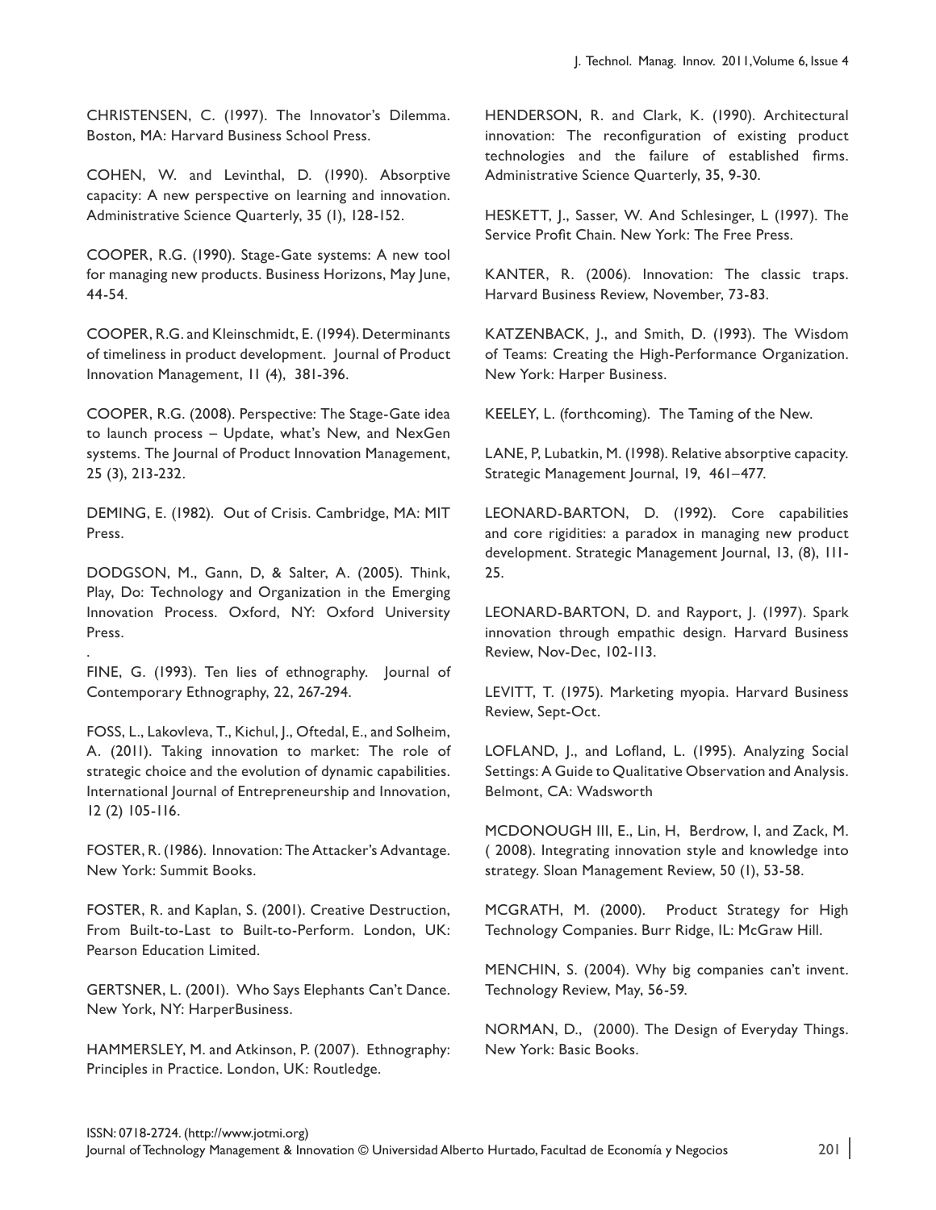CHRISTENSEN, C. (1997). The Innovator's Dilemma. Boston, MA: Harvard Business School Press.

COHEN, W. and Levinthal, D. (1990). Absorptive capacity: A new perspective on learning and innovation. Administrative Science Quarterly, 35 (1), 128-152.

COOPER, R.G. (1990). Stage-Gate systems: A new tool for managing new products. Business Horizons, May June, 44-54.

COOPER, R.G. and Kleinschmidt, E. (1994). Determinants of timeliness in product development. Journal of Product Innovation Management, 11 (4), 381-396.

COOPER, R.G. (2008). Perspective: The Stage-Gate idea to launch process – Update, what's New, and NexGen systems. The Journal of Product Innovation Management, 25 (3), 213-232.

DEMING, E. (1982). Out of Crisis. Cambridge, MA: MIT Press.

DODGSON, M., Gann, D, & Salter, A. (2005). Think, Play, Do: Technology and Organization in the Emerging Innovation Process. Oxford, NY: Oxford University Press.

.

FINE, G. (1993). Ten lies of ethnography. Journal of Contemporary Ethnography, 22, 267-294.

FOSS, L., Lakovleva, T., Kichul, J., Oftedal, E., and Solheim, A. (2011). Taking innovation to market: The role of strategic choice and the evolution of dynamic capabilities. International Journal of Entrepreneurship and Innovation, 12 (2) 105-116.

FOSTER, R. (1986). Innovation: The Attacker's Advantage. New York: Summit Books.

FOSTER, R. and Kaplan, S. (2001). Creative Destruction, From Built-to-Last to Built-to-Perform. London, UK: Pearson Education Limited.

GERTSNER, L. (2001). Who Says Elephants Can't Dance. New York, NY: HarperBusiness.

HAMMERSLEY, M. and Atkinson, P. (2007). Ethnography: Principles in Practice. London, UK: Routledge.

HENDERSON, R. and Clark, K. (1990). Architectural innovation: The reconfiguration of existing product technologies and the failure of established firms. Administrative Science Quarterly, 35, 9-30.

HESKETT, J., Sasser, W. And Schlesinger, L (1997). The Service Profit Chain. New York: The Free Press.

KANTER, R. (2006). Innovation: The classic traps. Harvard Business Review, November, 73-83.

KATZENBACK, J., and Smith, D. (1993). The Wisdom of Teams: Creating the High-Performance Organization. New York: Harper Business.

KEELEY, L. (forthcoming). The Taming of the New.

LANE, P, Lubatkin, M. (1998). Relative absorptive capacity. Strategic Management Journal, 19, 461–477.

LEONARD-BARTON, D. (1992). Core capabilities and core rigidities: a paradox in managing new product development. Strategic Management Journal, 13, (8), 111-25.

LEONARD-BARTON, D. and Rayport, J. (1997). Spark innovation through empathic design. Harvard Business Review, Nov-Dec, 102-113.

LEVITT, T. (1975). Marketing myopia. Harvard Business Review, Sept-Oct.

LOFLAND, J., and Lofland, L. (1995). Analyzing Social Settings: A Guide to Qualitative Observation and Analysis. Belmont, CA: Wadsworth

MCDONOUGH III, E., Lin, H, Berdrow, I, and Zack, M. ( 2008). Integrating innovation style and knowledge into strategy. Sloan Management Review, 50 (1), 53-58.

MCGRATH, M. (2000). Product Strategy for High Technology Companies. Burr Ridge, IL: McGraw Hill.

MENCHIN, S. (2004). Why big companies can't invent. Technology Review, May, 56-59.

NORMAN, D., (2000). The Design of Everyday Things. New York: Basic Books.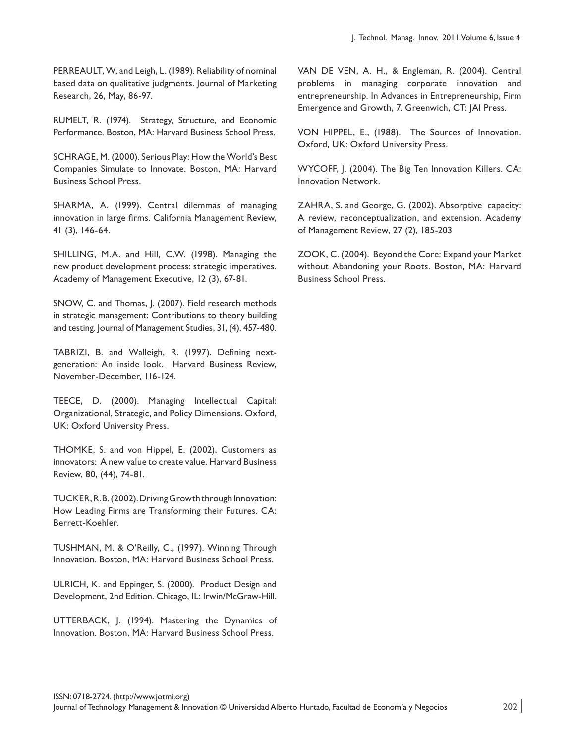PERREAULT, W, and Leigh, L. (1989). Reliability of nominal based data on qualitative judgments. Journal of Marketing Research, 26, May, 86-97.

RUMELT, R. (1974). Strategy, Structure, and Economic Performance. Boston, MA: Harvard Business School Press.

SCHRAGE, M. (2000). Serious Play: How the World's Best Companies Simulate to Innovate. Boston, MA: Harvard Business School Press.

SHARMA, A. (1999). Central dilemmas of managing innovation in large firms. California Management Review, 41 (3), 146-64.

SHILLING, M.A. and Hill, C.W. (1998). Managing the new product development process: strategic imperatives. Academy of Management Executive, 12 (3), 67-81.

SNOW, C. and Thomas, J. (2007). Field research methods in strategic management: Contributions to theory building and testing. Journal of Management Studies, 31, (4), 457-480.

TABRIZI, B. and Walleigh, R. (1997). Defining next-generation: An inside look. Harvard Business Review, November-December, 116-124.

TEECE, D. (2000). Managing Intellectual Capital: Organizational, Strategic, and Policy Dimensions. Oxford, UK: Oxford University Press.

THOMKE, S. and von Hippel, E. (2002), Customers as innovators: A new value to create value. Harvard Business Review, 80, (44), 74-81.

TUCKER, R.B. (2002). Driving Growth through Innovation: How Leading Firms are Transforming their Futures. CA: Berrett-Koehler.

TUSHMAN, M. & O'Reilly, C., (1997). Winning Through Innovation. Boston, MA: Harvard Business School Press.

ULRICH, K. and Eppinger, S. (2000). Product Design and Development, 2nd Edition. Chicago, IL: Irwin/McGraw-Hill.

UTTERBACK, J. (1994). Mastering the Dynamics of Innovation. Boston, MA: Harvard Business School Press.

VAN DE VEN, A. H., & Engleman, R. (2004). Central problems in managing corporate innovation and entrepreneurship. In Advances in Entrepreneurship, Firm Emergence and Growth, 7. Greenwich, CT: JAI Press.

VON HIPPEL, E., (1988). The Sources of Innovation. Oxford, UK: Oxford University Press.

WYCOFF, J. (2004). The Big Ten Innovation Killers. CA: Innovation Network.

ZAHRA, S. and George, G. (2002). Absorptive capacity: A review, reconceptualization, and extension. Academy of Management Review, 27 (2), 185-203

ZOOK, C. (2004). Beyond the Core: Expand your Market without Abandoning your Roots. Boston, MA: Harvard Business School Press.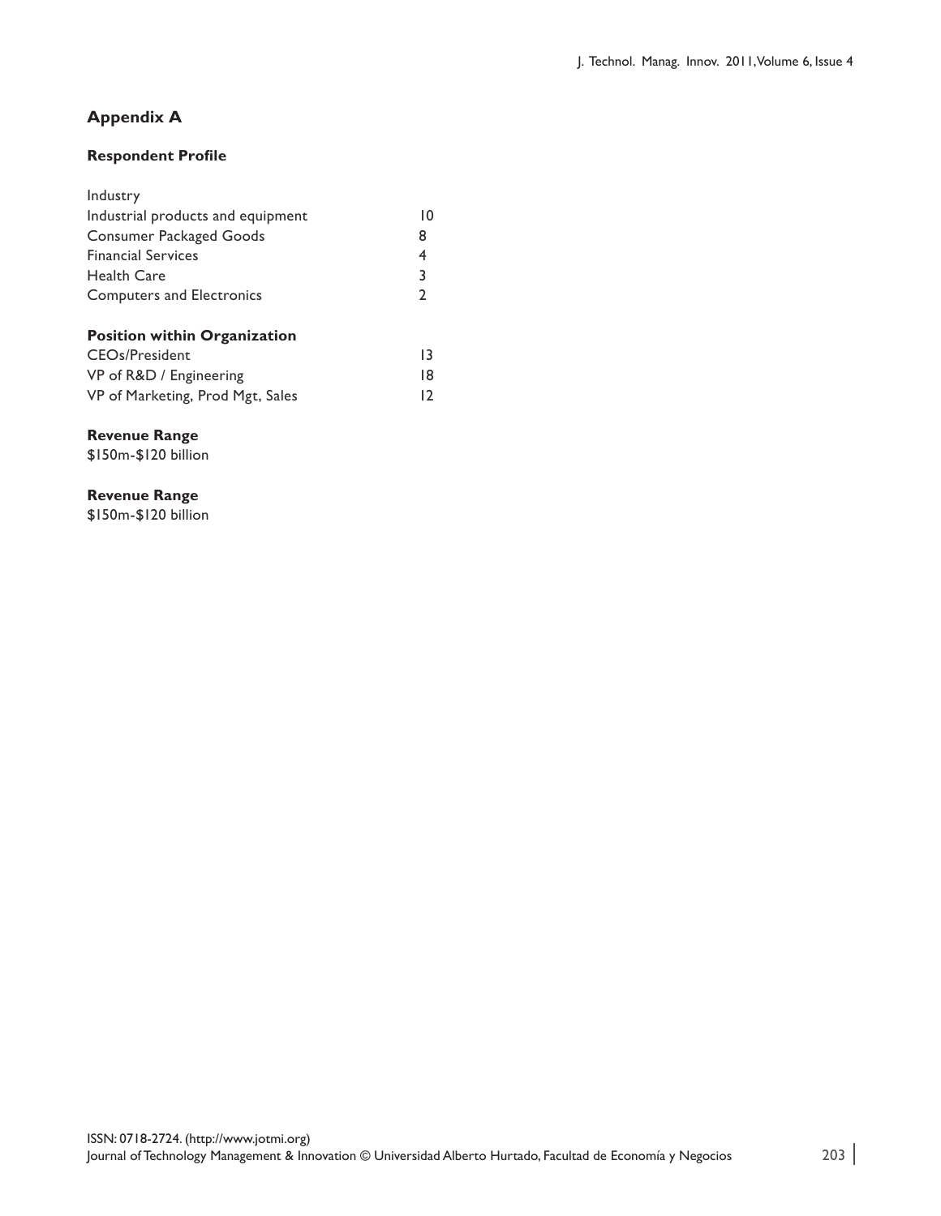## Appendix A

### Respondent Profile

| | |
|---|---|
| Industry | |
| Industrial products and equipment | 10 |
| Consumer Packaged Goods | 8 |
| Financial Services | 4 |
| Health Care | 3 |
| Computers and Electronics | 2 |
| **Position within Organization** | |
| CEOs/President | 13 |
| VP of R&D / Engineering | 18 |
| VP of Marketing, Prod Mgt, Sales | 12 |

**Revenue Range**

$150m-$120 billion

**Revenue Range**

$150m-$120 billion